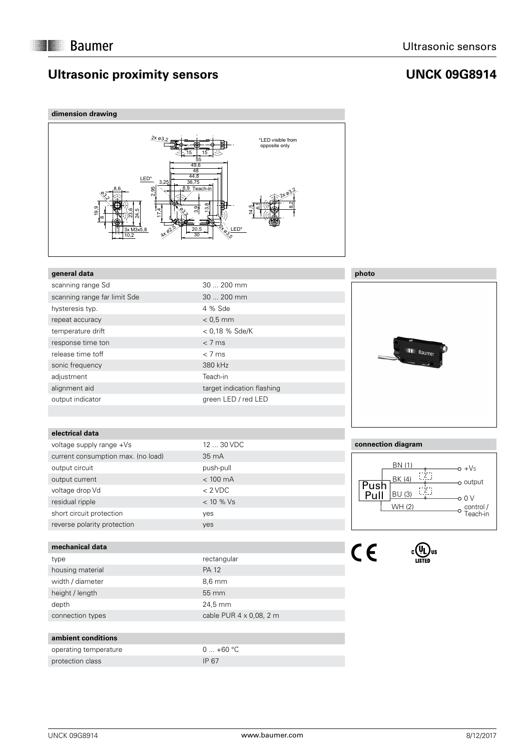# Ultrasonic proximity sensors

# UNCK 09G8914

## dimension drawing

*LED visible from opposite only

## general data

| | |
|---|---|
| scanning range Sd | 30 ... 200 mm |
| scanning range far limit Sde | 30 ... 200 mm |
| hysteresis typ. | 4 % Sde |
| repeat accuracy | < 0,5 mm |
| temperature drift | < 0,18 % Sde/K |
| response time ton | < 7 ms |
| release time toff | < 7 ms |
| sonic frequency | 380 kHz |
| adjustment | Teach-in |
| alignment aid | target indication flashing |
| output indicator | green LED / red LED |

## photo

## electrical data

| | |
|---|---|
| voltage supply range +Vs | 12 ... 30 VDC |
| current consumption max. (no load) | 35 mA |
| output circuit | push-pull |
| output current | < 100 mA |
| voltage drop Vd | < 2 VDC |
| residual ripple | < 10 % Vs |
| short circuit protection | yes |
| reverse polarity protection | yes |

## connection diagram

Push Pull

BN (1) — +Vs

BK (4) — output

BU (3) — 0 V

WH (2) — control / Teach-in

## mechanical data

| | |
|---|---|
| type | rectangular |
| housing material | PA 12 |
| width / diameter | 8,6 mm |
| height / length | 55 mm |
| depth | 24,5 mm |
| connection types | cable PUR 4 x 0,08, 2 m |

## ambient conditions

| | |
|---|---|
| operating temperature | 0 ... +60 °C |
| protection class | IP 67 |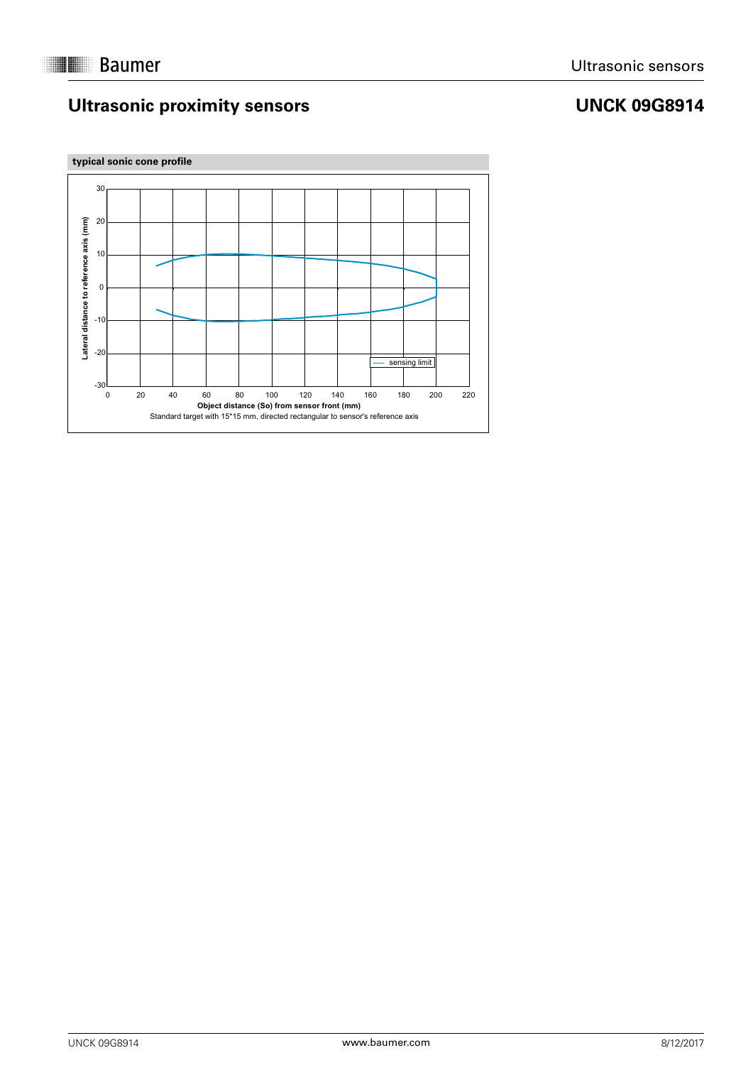## Ultrasonic proximity sensors

## UNCK 09G8914

**typical sonic cone profile**

Lateral distance to reference axis (mm)

30
20
10
0
-10
-20
-30

0 20 40 60 80 100 120 140 160 180 200 220

sensing limit

**Object distance (So) from sensor front (mm)**

Standard target with 15*15 mm, directed rectangular to sensor's reference axis